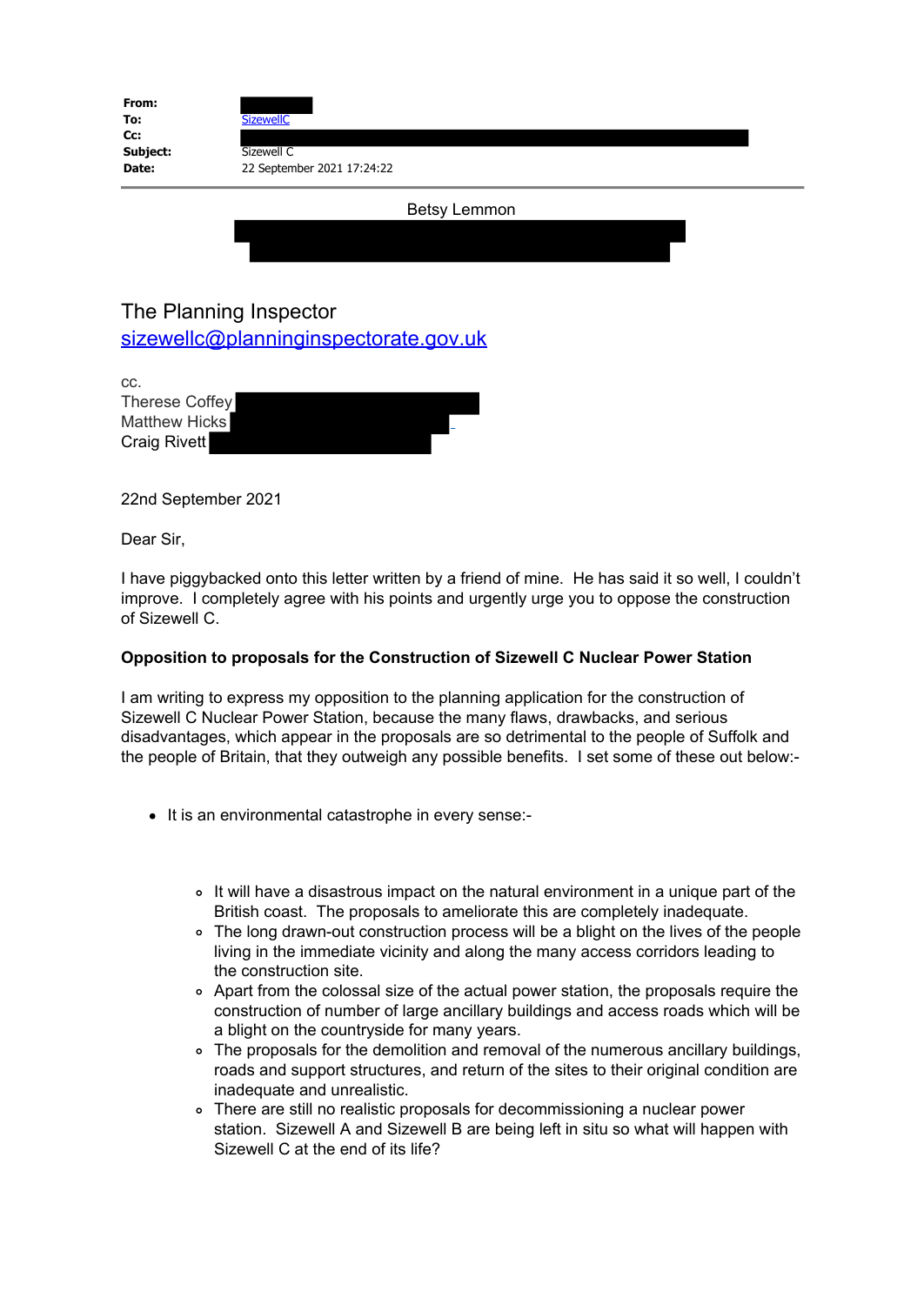**From:**
**To:** SizewellC
**Cc:**
**Subject:** Sizewell C
**Date:** 22 September 2021 17:24:22

Betsy Lemmon

The Planning Inspector
sizewellc@planninginspectorate.gov.uk

cc.
Therese Coffey
Matthew Hicks
Craig Rivett

22nd September 2021

Dear Sir,

I have piggybacked onto this letter written by a friend of mine. He has said it so well, I couldn't improve. I completely agree with his points and urgently urge you to oppose the construction of Sizewell C.

**Opposition to proposals for the Construction of Sizewell C Nuclear Power Station**

I am writing to express my opposition to the planning application for the construction of Sizewell C Nuclear Power Station, because the many flaws, drawbacks, and serious disadvantages, which appear in the proposals are so detrimental to the people of Suffolk and the people of Britain, that they outweigh any possible benefits. I set some of these out below:-

- It is an environmental catastrophe in every sense:-
  - It will have a disastrous impact on the natural environment in a unique part of the British coast. The proposals to ameliorate this are completely inadequate.
  - The long drawn-out construction process will be a blight on the lives of the people living in the immediate vicinity and along the many access corridors leading to the construction site.
  - Apart from the colossal size of the actual power station, the proposals require the construction of number of large ancillary buildings and access roads which will be a blight on the countryside for many years.
  - The proposals for the demolition and removal of the numerous ancillary buildings, roads and support structures, and return of the sites to their original condition are inadequate and unrealistic.
  - There are still no realistic proposals for decommissioning a nuclear power station. Sizewell A and Sizewell B are being left in situ so what will happen with Sizewell C at the end of its life?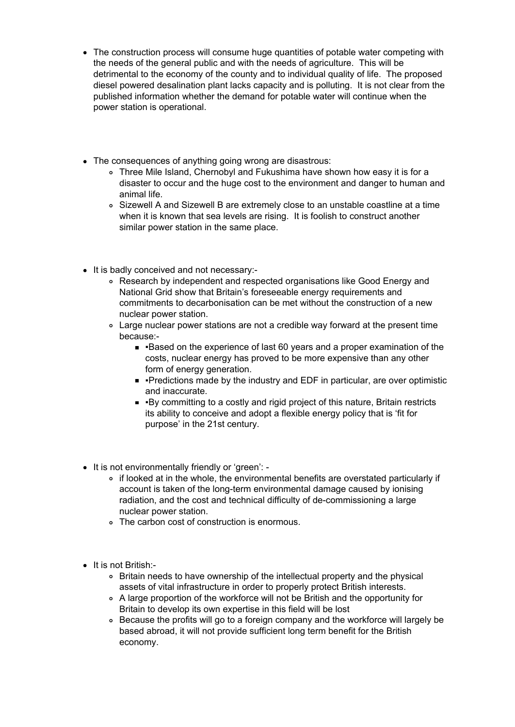- The construction process will consume huge quantities of potable water competing with the needs of the general public and with the needs of agriculture. This will be detrimental to the economy of the county and to individual quality of life. The proposed diesel powered desalination plant lacks capacity and is polluting. It is not clear from the published information whether the demand for potable water will continue when the power station is operational.

- The consequences of anything going wrong are disastrous:
    - Three Mile Island, Chernobyl and Fukushima have shown how easy it is for a disaster to occur and the huge cost to the environment and danger to human and animal life.
    - Sizewell A and Sizewell B are extremely close to an unstable coastline at a time when it is known that sea levels are rising. It is foolish to construct another similar power station in the same place.

- It is badly conceived and not necessary:-
    - Research by independent and respected organisations like Good Energy and National Grid show that Britain's foreseeable energy requirements and commitments to decarbonisation can be met without the construction of a new nuclear power station.
    - Large nuclear power stations are not a credible way forward at the present time because:-
        - ▪Based on the experience of last 60 years and a proper examination of the costs, nuclear energy has proved to be more expensive than any other form of energy generation.
        - ▪Predictions made by the industry and EDF in particular, are over optimistic and inaccurate.
        - ▪By committing to a costly and rigid project of this nature, Britain restricts its ability to conceive and adopt a flexible energy policy that is 'fit for purpose' in the 21st century.

- It is not environmentally friendly or 'green': -
    - if looked at in the whole, the environmental benefits are overstated particularly if account is taken of the long-term environmental damage caused by ionising radiation, and the cost and technical difficulty of de-commissioning a large nuclear power station.
    - The carbon cost of construction is enormous.

- It is not British:-
    - Britain needs to have ownership of the intellectual property and the physical assets of vital infrastructure in order to properly protect British interests.
    - A large proportion of the workforce will not be British and the opportunity for Britain to develop its own expertise in this field will be lost
    - Because the profits will go to a foreign company and the workforce will largely be based abroad, it will not provide sufficient long term benefit for the British economy.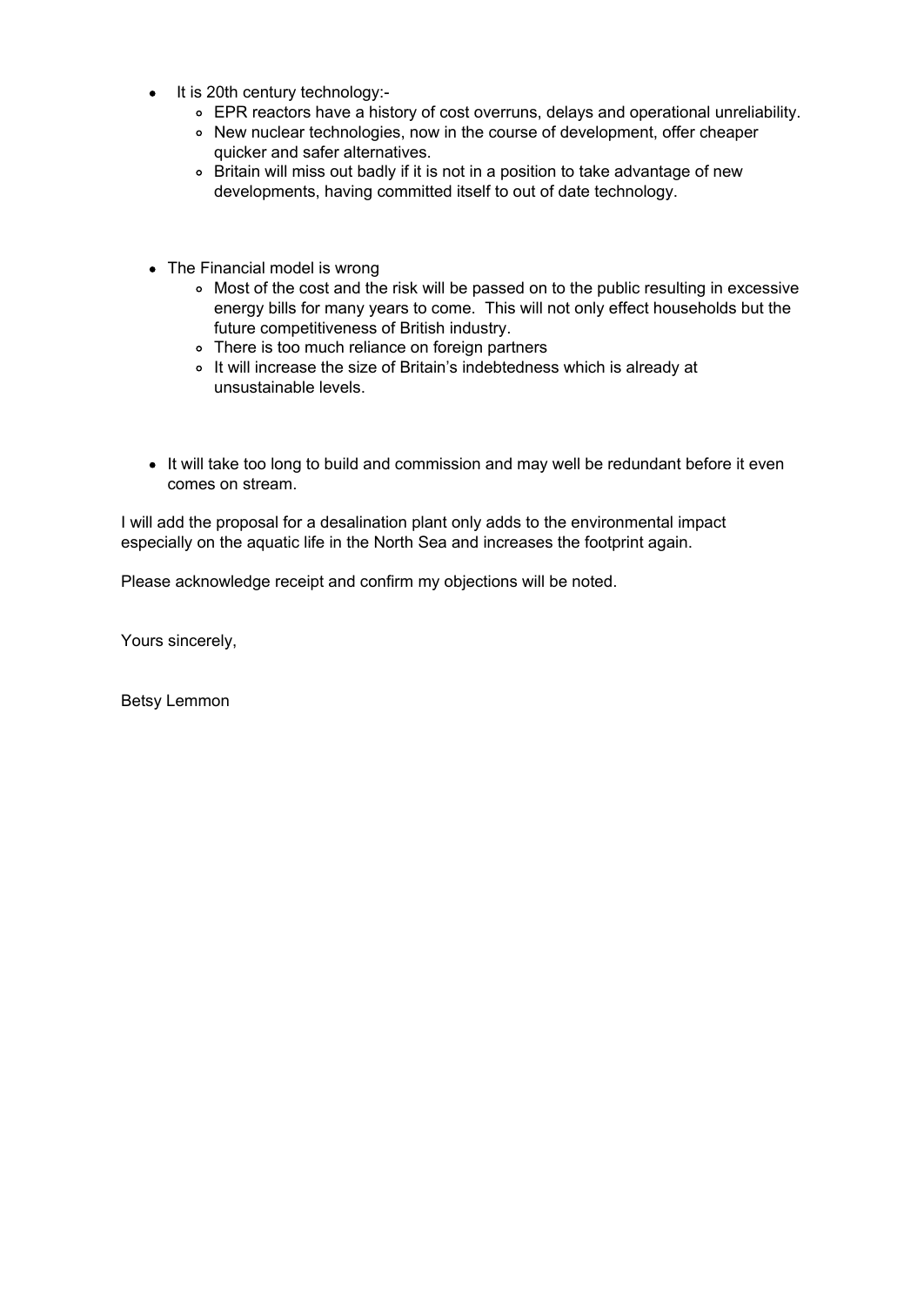- It is 20th century technology:-
  - EPR reactors have a history of cost overruns, delays and operational unreliability.
  - New nuclear technologies, now in the course of development, offer cheaper quicker and safer alternatives.
  - Britain will miss out badly if it is not in a position to take advantage of new developments, having committed itself to out of date technology.

- The Financial model is wrong
  - Most of the cost and the risk will be passed on to the public resulting in excessive energy bills for many years to come. This will not only effect households but the future competitiveness of British industry.
  - There is too much reliance on foreign partners
  - It will increase the size of Britain's indebtedness which is already at unsustainable levels.

- It will take too long to build and commission and may well be redundant before it even comes on stream.

I will add the proposal for a desalination plant only adds to the environmental impact especially on the aquatic life in the North Sea and increases the footprint again.

Please acknowledge receipt and confirm my objections will be noted.

Yours sincerely,

Betsy Lemmon